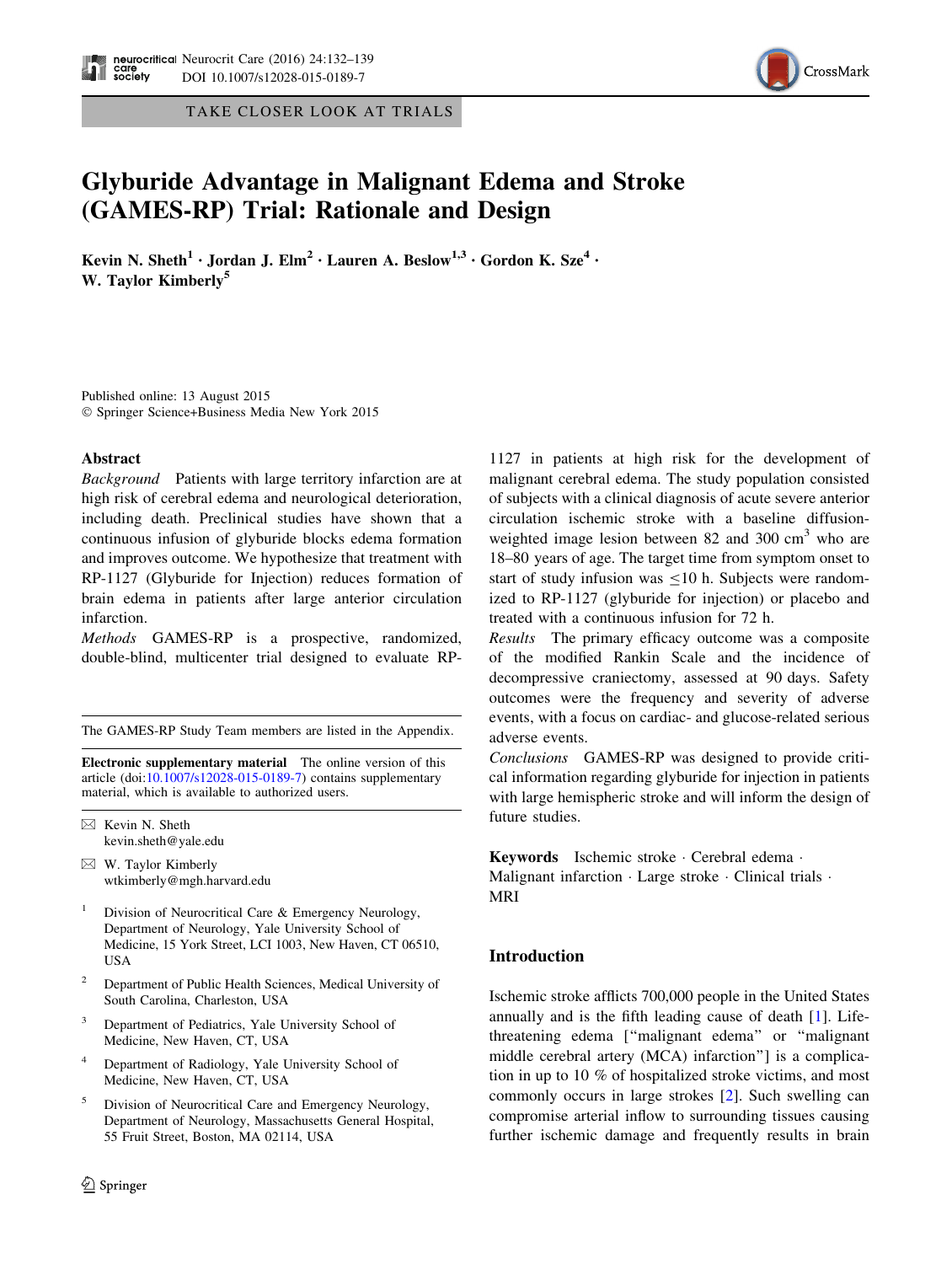TAKE CLOSER LOOK AT TRIALS

# Glyburide Advantage in Malignant Edema and Stroke (GAMES-RP) Trial: Rationale and Design

Kevin N. Sheth[1] · Jordan J. Elm[2] · Lauren A. Beslow[1,3] · Gordon K. Sze[4] · W. Taylor Kimberly[5]

Published online: 13 August 2015
© Springer Science+Business Media New York 2015

## Abstract

*Background* Patients with large territory infarction are at high risk of cerebral edema and neurological deterioration, including death. Preclinical studies have shown that a continuous infusion of glyburide blocks edema formation and improves outcome. We hypothesize that treatment with RP-1127 (Glyburide for Injection) reduces formation of brain edema in patients after large anterior circulation infarction.

*Methods* GAMES-RP is a prospective, randomized, double-blind, multicenter trial designed to evaluate RP-1127 in patients at high risk for the development of malignant cerebral edema. The study population consisted of subjects with a clinical diagnosis of acute severe anterior circulation ischemic stroke with a baseline diffusion-weighted image lesion between 82 and 300 cm$^3$ who are 18–80 years of age. The target time from symptom onset to start of study infusion was ≤10 h. Subjects were randomized to RP-1127 (glyburide for injection) or placebo and treated with a continuous infusion for 72 h.

*Results* The primary efficacy outcome was a composite of the modified Rankin Scale and the incidence of decompressive craniectomy, assessed at 90 days. Safety outcomes were the frequency and severity of adverse events, with a focus on cardiac- and glucose-related serious adverse events.

*Conclusions* GAMES-RP was designed to provide critical information regarding glyburide for injection in patients with large hemispheric stroke and will inform the design of future studies.

**Keywords** Ischemic stroke · Cerebral edema · Malignant infarction · Large stroke · Clinical trials · MRI

The GAMES-RP Study Team members are listed in the Appendix.

**Electronic supplementary material** The online version of this article (doi:10.1007/s12028-015-0189-7) contains supplementary material, which is available to authorized users.

✉ Kevin N. Sheth
kevin.sheth@yale.edu

✉ W. Taylor Kimberly
wtkimberly@mgh.harvard.edu

[1] Division of Neurocritical Care & Emergency Neurology, Department of Neurology, Yale University School of Medicine, 15 York Street, LCI 1003, New Haven, CT 06510, USA

[2] Department of Public Health Sciences, Medical University of South Carolina, Charleston, USA

[3] Department of Pediatrics, Yale University School of Medicine, New Haven, CT, USA

[4] Department of Radiology, Yale University School of Medicine, New Haven, CT, USA

[5] Division of Neurocritical Care and Emergency Neurology, Department of Neurology, Massachusetts General Hospital, 55 Fruit Street, Boston, MA 02114, USA

## Introduction

Ischemic stroke afflicts 700,000 people in the United States annually and is the fifth leading cause of death [1]. Life-threatening edema ["malignant edema" or "malignant middle cerebral artery (MCA) infarction"] is a complication in up to 10 % of hospitalized stroke victims, and most commonly occurs in large strokes [2]. Such swelling can compromise arterial inflow to surrounding tissues causing further ischemic damage and frequently results in brain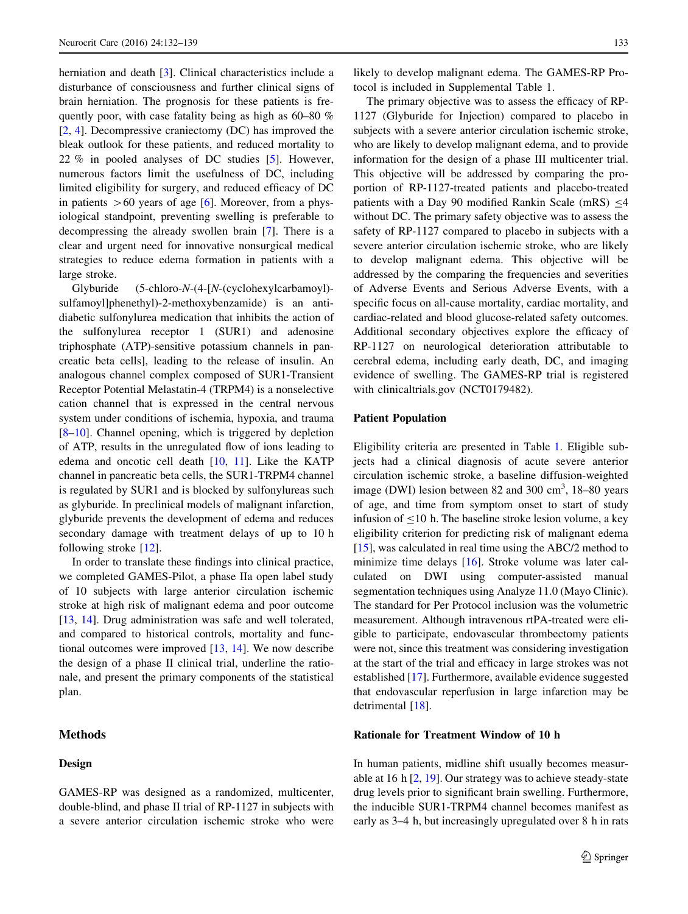herniation and death [3]. Clinical characteristics include a disturbance of consciousness and further clinical signs of brain herniation. The prognosis for these patients is frequently poor, with case fatality being as high as 60–80 % [2, 4]. Decompressive craniectomy (DC) has improved the bleak outlook for these patients, and reduced mortality to 22 % in pooled analyses of DC studies [5]. However, numerous factors limit the usefulness of DC, including limited eligibility for surgery, and reduced efficacy of DC in patients >60 years of age [6]. Moreover, from a physiological standpoint, preventing swelling is preferable to decompressing the already swollen brain [7]. There is a clear and urgent need for innovative nonsurgical medical strategies to reduce edema formation in patients with a large stroke.

Glyburide (5-chloro-*N*-(4-[*N*-(cyclohexylcarbamoyl)-sulfamoyl]phenethyl)-2-methoxybenzamide) is an antidiabetic sulfonylurea medication that inhibits the action of the sulfonylurea receptor 1 (SUR1) and adenosine triphosphate (ATP)-sensitive potassium channels in pancreatic beta cells], leading to the release of insulin. An analogous channel complex composed of SUR1-Transient Receptor Potential Melastatin-4 (TRPM4) is a nonselective cation channel that is expressed in the central nervous system under conditions of ischemia, hypoxia, and trauma [8–10]. Channel opening, which is triggered by depletion of ATP, results in the unregulated flow of ions leading to edema and oncotic cell death [10, 11]. Like the KATP channel in pancreatic beta cells, the SUR1-TRPM4 channel is regulated by SUR1 and is blocked by sulfonylureas such as glyburide. In preclinical models of malignant infarction, glyburide prevents the development of edema and reduces secondary damage with treatment delays of up to 10 h following stroke [12].

In order to translate these findings into clinical practice, we completed GAMES-Pilot, a phase IIa open label study of 10 subjects with large anterior circulation ischemic stroke at high risk of malignant edema and poor outcome [13, 14]. Drug administration was safe and well tolerated, and compared to historical controls, mortality and functional outcomes were improved [13, 14]. We now describe the design of a phase II clinical trial, underline the rationale, and present the primary components of the statistical plan.

## Methods

### Design

GAMES-RP was designed as a randomized, multicenter, double-blind, and phase II trial of RP-1127 in subjects with a severe anterior circulation ischemic stroke who were likely to develop malignant edema. The GAMES-RP Protocol is included in Supplemental Table 1.

The primary objective was to assess the efficacy of RP-1127 (Glyburide for Injection) compared to placebo in subjects with a severe anterior circulation ischemic stroke, who are likely to develop malignant edema, and to provide information for the design of a phase III multicenter trial. This objective will be addressed by comparing the proportion of RP-1127-treated patients and placebo-treated patients with a Day 90 modified Rankin Scale (mRS) $\leq$4 without DC. The primary safety objective was to assess the safety of RP-1127 compared to placebo in subjects with a severe anterior circulation ischemic stroke, who are likely to develop malignant edema. This objective will be addressed by the comparing the frequencies and severities of Adverse Events and Serious Adverse Events, with a specific focus on all-cause mortality, cardiac mortality, and cardiac-related and blood glucose-related safety outcomes. Additional secondary objectives explore the efficacy of RP-1127 on neurological deterioration attributable to cerebral edema, including early death, DC, and imaging evidence of swelling. The GAMES-RP trial is registered with clinicaltrials.gov (NCT0179482).

### Patient Population

Eligibility criteria are presented in Table 1. Eligible subjects had a clinical diagnosis of acute severe anterior circulation ischemic stroke, a baseline diffusion-weighted image (DWI) lesion between 82 and 300 cm$^3$, 18–80 years of age, and time from symptom onset to start of study infusion of $\leq$10 h. The baseline stroke lesion volume, a key eligibility criterion for predicting risk of malignant edema [15], was calculated in real time using the ABC/2 method to minimize time delays [16]. Stroke volume was later calculated on DWI using computer-assisted manual segmentation techniques using Analyze 11.0 (Mayo Clinic). The standard for Per Protocol inclusion was the volumetric measurement. Although intravenous rtPA-treated were eligible to participate, endovascular thrombectomy patients were not, since this treatment was considering investigation at the start of the trial and efficacy in large strokes was not established [17]. Furthermore, available evidence suggested that endovascular reperfusion in large infarction may be detrimental [18].

### Rationale for Treatment Window of 10 h

In human patients, midline shift usually becomes measurable at 16 h [2, 19]. Our strategy was to achieve steady-state drug levels prior to significant brain swelling. Furthermore, the inducible SUR1-TRPM4 channel becomes manifest as early as 3–4 h, but increasingly upregulated over 8 h in rats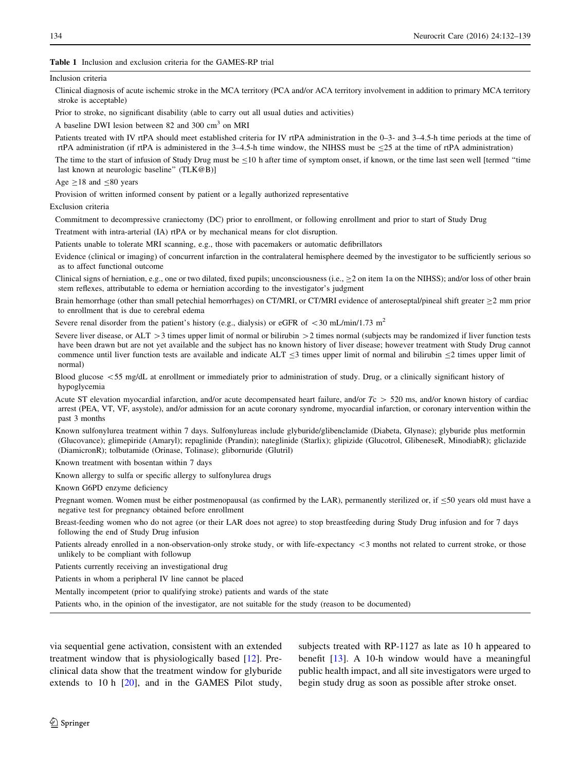**Table 1** Inclusion and exclusion criteria for the GAMES-RP trial

| |
|---|
| Inclusion criteria |
| Clinical diagnosis of acute ischemic stroke in the MCA territory (PCA and/or ACA territory involvement in addition to primary MCA territory stroke is acceptable) |
| Prior to stroke, no significant disability (able to carry out all usual duties and activities) |
| A baseline DWI lesion between 82 and 300 $cm^3$ on MRI |
| Patients treated with IV rtPA should meet established criteria for IV rtPA administration in the 0–3- and 3–4.5-h time periods at the time of rtPA administration (if rtPA is administered in the 3–4.5-h time window, the NIHSS must be ≤25 at the time of rtPA administration) |
| The time to the start of infusion of Study Drug must be ≤10 h after time of symptom onset, if known, or the time last seen well [termed "time last known at neurologic baseline" (TLK@B)] |
| Age ≥18 and ≤80 years |
| Provision of written informed consent by patient or a legally authorized representative |
| Exclusion criteria |
| Commitment to decompressive craniectomy (DC) prior to enrollment, or following enrollment and prior to start of Study Drug |
| Treatment with intra-arterial (IA) rtPA or by mechanical means for clot disruption. |
| Patients unable to tolerate MRI scanning, e.g., those with pacemakers or automatic defibrillators |
| Evidence (clinical or imaging) of concurrent infarction in the contralateral hemisphere deemed by the investigator to be sufficiently serious so as to affect functional outcome |
| Clinical signs of herniation, e.g., one or two dilated, fixed pupils; unconsciousness (i.e., ≥2 on item 1a on the NIHSS); and/or loss of other brain stem reflexes, attributable to edema or herniation according to the investigator's judgment |
| Brain hemorrhage (other than small petechial hemorrhages) on CT/MRI, or CT/MRI evidence of anteroseptal/pineal shift greater ≥2 mm prior to enrollment that is due to cerebral edema |
| Severe renal disorder from the patient's history (e.g., dialysis) or eGFR of <30 mL/min/1.73 $m^2$ |
| Severe liver disease, or ALT >3 times upper limit of normal or bilirubin >2 times normal (subjects may be randomized if liver function tests have been drawn but are not yet available and the subject has no known history of liver disease; however treatment with Study Drug cannot commence until liver function tests are available and indicate ALT ≤3 times upper limit of normal and bilirubin ≤2 times upper limit of normal) |
| Blood glucose <55 mg/dL at enrollment or immediately prior to administration of study. Drug, or a clinically significant history of hypoglycemia |
| Acute ST elevation myocardial infarction, and/or acute decompensated heart failure, and/or $Tc$ > 520 ms, and/or known history of cardiac arrest (PEA, VT, VF, asystole), and/or admission for an acute coronary syndrome, myocardial infarction, or coronary intervention within the past 3 months |
| Known sulfonylurea treatment within 7 days. Sulfonylureas include glyburide/glibenclamide (Diabeta, Glynase); glyburide plus metformin (Glucovance); glimepiride (Amaryl); repaglinide (Prandin); nateglinide (Starlix); glipizide (Glucotrol, GlibeneseR, MinodiabR); gliclazide (DiamicronR); tolbutamide (Orinase, Tolinase); glibornuride (Glutril) |
| Known treatment with bosentan within 7 days |
| Known allergy to sulfa or specific allergy to sulfonylurea drugs |
| Known G6PD enzyme deficiency |
| Pregnant women. Women must be either postmenopausal (as confirmed by the LAR), permanently sterilized or, if ≤50 years old must have a negative test for pregnancy obtained before enrollment |
| Breast-feeding women who do not agree (or their LAR does not agree) to stop breastfeeding during Study Drug infusion and for 7 days following the end of Study Drug infusion |
| Patients already enrolled in a non-observation-only stroke study, or with life-expectancy <3 months not related to current stroke, or those unlikely to be compliant with followup |
| Patients currently receiving an investigational drug |
| Patients in whom a peripheral IV line cannot be placed |
| Mentally incompetent (prior to qualifying stroke) patients and wards of the state |
| Patients who, in the opinion of the investigator, are not suitable for the study (reason to be documented) |

via sequential gene activation, consistent with an extended treatment window that is physiologically based [12]. Preclinical data show that the treatment window for glyburide extends to 10 h [20], and in the GAMES Pilot study, subjects treated with RP-1127 as late as 10 h appeared to benefit [13]. A 10-h window would have a meaningful public health impact, and all site investigators were urged to begin study drug as soon as possible after stroke onset.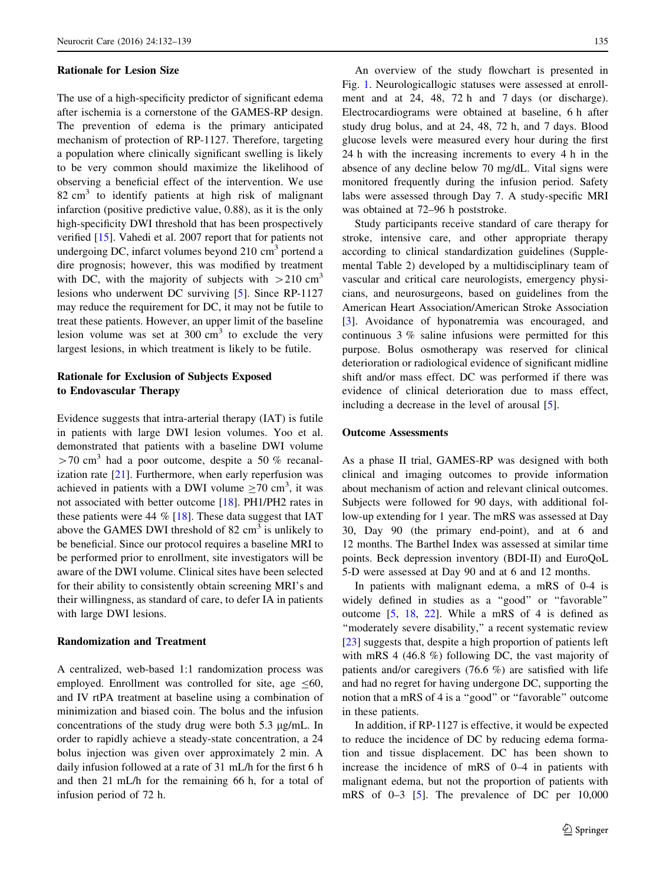### Rationale for Lesion Size

The use of a high-specificity predictor of significant edema after ischemia is a cornerstone of the GAMES-RP design. The prevention of edema is the primary anticipated mechanism of protection of RP-1127. Therefore, targeting a population where clinically significant swelling is likely to be very common should maximize the likelihood of observing a beneficial effect of the intervention. We use 82 $cm^3$ to identify patients at high risk of malignant infarction (positive predictive value, 0.88), as it is the only high-specificity DWI threshold that has been prospectively verified [15]. Vahedi et al. 2007 report that for patients not undergoing DC, infarct volumes beyond 210 $cm^3$ portend a dire prognosis; however, this was modified by treatment with DC, with the majority of subjects with $>210$ $cm^3$ lesions who underwent DC surviving [5]. Since RP-1127 may reduce the requirement for DC, it may not be futile to treat these patients. However, an upper limit of the baseline lesion volume was set at 300 $cm^3$ to exclude the very largest lesions, in which treatment is likely to be futile.

### Rationale for Exclusion of Subjects Exposed to Endovascular Therapy

Evidence suggests that intra-arterial therapy (IAT) is futile in patients with large DWI lesion volumes. Yoo et al. demonstrated that patients with a baseline DWI volume $>70$ $cm^3$ had a poor outcome, despite a 50 % recanalization rate [21]. Furthermore, when early reperfusion was achieved in patients with a DWI volume $\geq 70$ $cm^3$, it was not associated with better outcome [18]. PH1/PH2 rates in these patients were 44 % [18]. These data suggest that IAT above the GAMES DWI threshold of 82 $cm^3$ is unlikely to be beneficial. Since our protocol requires a baseline MRI to be performed prior to enrollment, site investigators will be aware of the DWI volume. Clinical sites have been selected for their ability to consistently obtain screening MRI's and their willingness, as standard of care, to defer IA in patients with large DWI lesions.

### Randomization and Treatment

A centralized, web-based 1:1 randomization process was employed. Enrollment was controlled for site, age $\leq 60$, and IV rtPA treatment at baseline using a combination of minimization and biased coin. The bolus and the infusion concentrations of the study drug were both 5.3 μg/mL. In order to rapidly achieve a steady-state concentration, a 24 bolus injection was given over approximately 2 min. A daily infusion followed at a rate of 31 mL/h for the first 6 h and then 21 mL/h for the remaining 66 h, for a total of infusion period of 72 h.

An overview of the study flowchart is presented in Fig. 1. Neurologicallogic statuses were assessed at enrollment and at 24, 48, 72 h and 7 days (or discharge). Electrocardiograms were obtained at baseline, 6 h after study drug bolus, and at 24, 48, 72 h, and 7 days. Blood glucose levels were measured every hour during the first 24 h with the increasing increments to every 4 h in the absence of any decline below 70 mg/dL. Vital signs were monitored frequently during the infusion period. Safety labs were assessed through Day 7. A study-specific MRI was obtained at 72–96 h poststroke.

Study participants receive standard of care therapy for stroke, intensive care, and other appropriate therapy according to clinical standardization guidelines (Supplemental Table 2) developed by a multidisciplinary team of vascular and critical care neurologists, emergency physicians, and neurosurgeons, based on guidelines from the American Heart Association/American Stroke Association [3]. Avoidance of hyponatremia was encouraged, and continuous 3 % saline infusions were permitted for this purpose. Bolus osmotherapy was reserved for clinical deterioration or radiological evidence of significant midline shift and/or mass effect. DC was performed if there was evidence of clinical deterioration due to mass effect, including a decrease in the level of arousal [5].

### Outcome Assessments

As a phase II trial, GAMES-RP was designed with both clinical and imaging outcomes to provide information about mechanism of action and relevant clinical outcomes. Subjects were followed for 90 days, with additional follow-up extending for 1 year. The mRS was assessed at Day 30, Day 90 (the primary end-point), and at 6 and 12 months. The Barthel Index was assessed at similar time points. Beck depression inventory (BDI-II) and EuroQoL 5-D were assessed at Day 90 and at 6 and 12 months.

In patients with malignant edema, a mRS of 0-4 is widely defined in studies as a "good" or "favorable" outcome [5, 18, 22]. While a mRS of 4 is defined as "moderately severe disability," a recent systematic review [23] suggests that, despite a high proportion of patients left with mRS 4 (46.8 %) following DC, the vast majority of patients and/or caregivers (76.6 %) are satisfied with life and had no regret for having undergone DC, supporting the notion that a mRS of 4 is a "good" or "favorable" outcome in these patients.

In addition, if RP-1127 is effective, it would be expected to reduce the incidence of DC by reducing edema formation and tissue displacement. DC has been shown to increase the incidence of mRS of 0–4 in patients with malignant edema, but not the proportion of patients with mRS of 0–3 [5]. The prevalence of DC per 10,000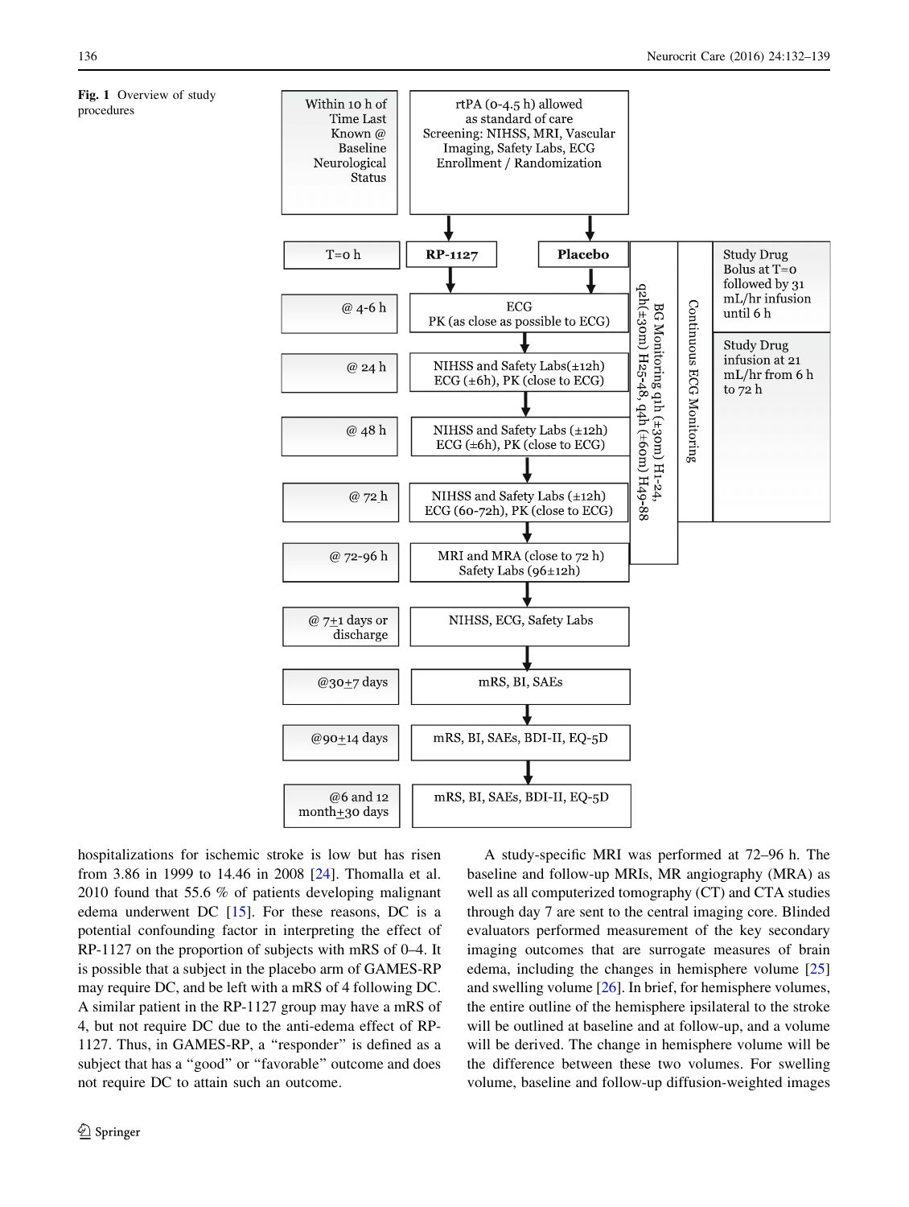**Fig. 1** Overview of study procedures

| Timepoint | Procedures |
|---|---|
| Within 10 h of Time Last Known @ Baseline Neurological Status | rtPA (0-4.5 h) allowed as standard of care; Screening: NIHSS, MRI, Vascular Imaging, Safety Labs, ECG; Enrollment / Randomization |
| T=0 h | RP-1127 / Placebo |
| @ 4-6 h | ECG; PK (as close as possible to ECG) |
| @ 24 h | NIHSS and Safety Labs(±12h); ECG (±6h), PK (close to ECG) |
| @ 48 h | NIHSS and Safety Labs (±12h); ECG (±6h), PK (close to ECG) |
| @ 72 h | NIHSS and Safety Labs (±12h); ECG (60-72h), PK (close to ECG) |
| @ 72-96 h | MRI and MRA (close to 72 h); Safety Labs (96±12h) |
| @ 7±1 days or discharge | NIHSS, ECG, Safety Labs |
| @30±7 days | mRS, BI, SAEs |
| @90±14 days | mRS, BI, SAEs, BDI-II, EQ-5D |
| @6 and 12 month±30 days | mRS, BI, SAEs, BDI-II, EQ-5D |

BG Monitoring q1h (±30m) H1-24, q2h(±30m) H25-48, q4h (±60m) H49-88

Continuous ECG Monitoring

Study Drug Bolus at T=0 followed by 31 mL/hr infusion until 6 h

Study Drug infusion at 21 mL/hr from 6 h to 72 h

hospitalizations for ischemic stroke is low but has risen from 3.86 in 1999 to 14.46 in 2008 [24]. Thomalla et al. 2010 found that 55.6 % of patients developing malignant edema underwent DC [15]. For these reasons, DC is a potential confounding factor in interpreting the effect of RP-1127 on the proportion of subjects with mRS of 0–4. It is possible that a subject in the placebo arm of GAMES-RP may require DC, and be left with a mRS of 4 following DC. A similar patient in the RP-1127 group may have a mRS of 4, but not require DC due to the anti-edema effect of RP-1127. Thus, in GAMES-RP, a "responder" is defined as a subject that has a "good" or "favorable" outcome and does not require DC to attain such an outcome.

A study-specific MRI was performed at 72–96 h. The baseline and follow-up MRIs, MR angiography (MRA) as well as all computerized tomography (CT) and CTA studies through day 7 are sent to the central imaging core. Blinded evaluators performed measurement of the key secondary imaging outcomes that are surrogate measures of brain edema, including the changes in hemisphere volume [25] and swelling volume [26]. In brief, for hemisphere volumes, the entire outline of the hemisphere ipsilateral to the stroke will be outlined at baseline and at follow-up, and a volume will be derived. The change in hemisphere volume will be the difference between these two volumes. For swelling volume, baseline and follow-up diffusion-weighted images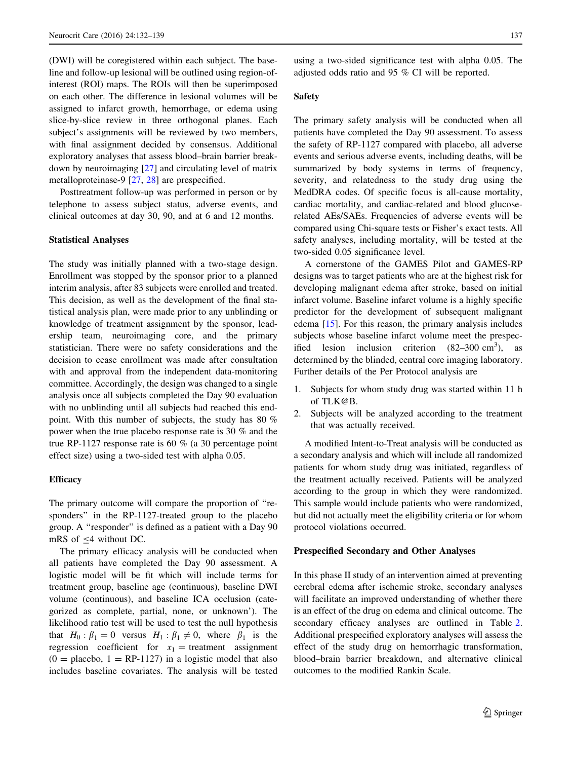(DWI) will be coregistered within each subject. The baseline and follow-up lesional will be outlined using region-of-interest (ROI) maps. The ROIs will then be superimposed on each other. The difference in lesional volumes will be assigned to infarct growth, hemorrhage, or edema using slice-by-slice review in three orthogonal planes. Each subject's assignments will be reviewed by two members, with final assignment decided by consensus. Additional exploratory analyses that assess blood–brain barrier breakdown by neuroimaging [27] and circulating level of matrix metalloproteinase-9 [27, 28] are prespecified.

Posttreatment follow-up was performed in person or by telephone to assess subject status, adverse events, and clinical outcomes at day 30, 90, and at 6 and 12 months.

### Statistical Analyses

The study was initially planned with a two-stage design. Enrollment was stopped by the sponsor prior to a planned interim analysis, after 83 subjects were enrolled and treated. This decision, as well as the development of the final statistical analysis plan, were made prior to any unblinding or knowledge of treatment assignment by the sponsor, leadership team, neuroimaging core, and the primary statistician. There were no safety considerations and the decision to cease enrollment was made after consultation with and approval from the independent data-monitoring committee. Accordingly, the design was changed to a single analysis once all subjects completed the Day 90 evaluation with no unblinding until all subjects had reached this endpoint. With this number of subjects, the study has 80 % power when the true placebo response rate is 30 % and the true RP-1127 response rate is 60 % (a 30 percentage point effect size) using a two-sided test with alpha 0.05.

### Efficacy

The primary outcome will compare the proportion of "responders" in the RP-1127-treated group to the placebo group. A "responder" is defined as a patient with a Day 90 mRS of $\leq 4$ without DC.

The primary efficacy analysis will be conducted when all patients have completed the Day 90 assessment. A logistic model will be fit which will include terms for treatment group, baseline age (continuous), baseline DWI volume (continuous), and baseline ICA occlusion (categorized as complete, partial, none, or unknown'). The likelihood ratio test will be used to test the null hypothesis that $H_0: \beta_1 = 0$ versus $H_1: \beta_1 \neq 0$, where $\beta_1$ is the regression coefficient for $x_1 =$ treatment assignment (0 = placebo, 1 = RP-1127) in a logistic model that also includes baseline covariates. The analysis will be tested using a two-sided significance test with alpha 0.05. The adjusted odds ratio and 95 % CI will be reported.

### Safety

The primary safety analysis will be conducted when all patients have completed the Day 90 assessment. To assess the safety of RP-1127 compared with placebo, all adverse events and serious adverse events, including deaths, will be summarized by body systems in terms of frequency, severity, and relatedness to the study drug using the MedDRA codes. Of specific focus is all-cause mortality, cardiac mortality, and cardiac-related and blood glucose-related AEs/SAEs. Frequencies of adverse events will be compared using Chi-square tests or Fisher's exact tests. All safety analyses, including mortality, will be tested at the two-sided 0.05 significance level.

A cornerstone of the GAMES Pilot and GAMES-RP designs was to target patients who are at the highest risk for developing malignant edema after stroke, based on initial infarct volume. Baseline infarct volume is a highly specific predictor for the development of subsequent malignant edema [15]. For this reason, the primary analysis includes subjects whose baseline infarct volume meet the prespecified lesion inclusion criterion (82–300 $cm^3$), as determined by the blinded, central core imaging laboratory. Further details of the Per Protocol analysis are

1. Subjects for whom study drug was started within 11 h of TLK@B.
2. Subjects will be analyzed according to the treatment that was actually received.

A modified Intent-to-Treat analysis will be conducted as a secondary analysis and which will include all randomized patients for whom study drug was initiated, regardless of the treatment actually received. Patients will be analyzed according to the group in which they were randomized. This sample would include patients who were randomized, but did not actually meet the eligibility criteria or for whom protocol violations occurred.

### Prespecified Secondary and Other Analyses

In this phase II study of an intervention aimed at preventing cerebral edema after ischemic stroke, secondary analyses will facilitate an improved understanding of whether there is an effect of the drug on edema and clinical outcome. The secondary efficacy analyses are outlined in Table 2. Additional prespecified exploratory analyses will assess the effect of the study drug on hemorrhagic transformation, blood–brain barrier breakdown, and alternative clinical outcomes to the modified Rankin Scale.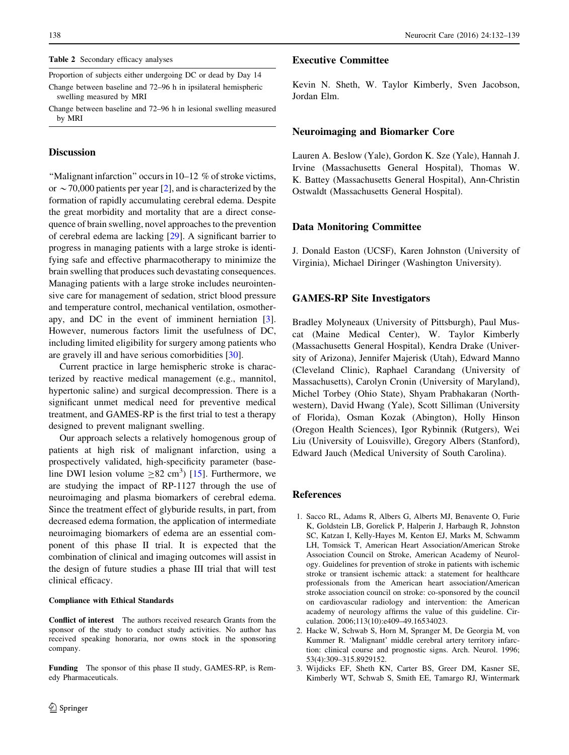**Table 2** Secondary efficacy analyses

| |
|---|
| Proportion of subjects either undergoing DC or dead by Day 14 |
| Change between baseline and 72–96 h in ipsilateral hemispheric swelling measured by MRI |
| Change between baseline and 72–96 h in lesional swelling measured by MRI |

## Discussion

"Malignant infarction" occurs in 10–12 % of stroke victims, or ~70,000 patients per year [2], and is characterized by the formation of rapidly accumulating cerebral edema. Despite the great morbidity and mortality that are a direct consequence of brain swelling, novel approaches to the prevention of cerebral edema are lacking [29]. A significant barrier to progress in managing patients with a large stroke is identifying safe and effective pharmacotherapy to minimize the brain swelling that produces such devastating consequences. Managing patients with a large stroke includes neurointensive care for management of sedation, strict blood pressure and temperature control, mechanical ventilation, osmotherapy, and DC in the event of imminent herniation [3]. However, numerous factors limit the usefulness of DC, including limited eligibility for surgery among patients who are gravely ill and have serious comorbidities [30].

Current practice in large hemispheric stroke is characterized by reactive medical management (e.g., mannitol, hypertonic saline) and surgical decompression. There is a significant unmet medical need for preventive medical treatment, and GAMES-RP is the first trial to test a therapy designed to prevent malignant swelling.

Our approach selects a relatively homogenous group of patients at high risk of malignant infarction, using a prospectively validated, high-specificity parameter (baseline DWI lesion volume $\geq$82 $cm^3$) [15]. Furthermore, we are studying the impact of RP-1127 through the use of neuroimaging and plasma biomarkers of cerebral edema. Since the treatment effect of glyburide results, in part, from decreased edema formation, the application of intermediate neuroimaging biomarkers of edema are an essential component of this phase II trial. It is expected that the combination of clinical and imaging outcomes will assist in the design of future studies a phase III trial that will test clinical efficacy.

#### Compliance with Ethical Standards

**Conflict of interest** The authors received research Grants from the sponsor of the study to conduct study activities. No author has received speaking honoraria, nor owns stock in the sponsoring company.

**Funding** The sponsor of this phase II study, GAMES-RP, is Remedy Pharmaceuticals.

## Executive Committee

Kevin N. Sheth, W. Taylor Kimberly, Sven Jacobson, Jordan Elm.

## Neuroimaging and Biomarker Core

Lauren A. Beslow (Yale), Gordon K. Sze (Yale), Hannah J. Irvine (Massachusetts General Hospital), Thomas W. K. Battey (Massachusetts General Hospital), Ann-Christin Ostwaldt (Massachusetts General Hospital).

## Data Monitoring Committee

J. Donald Easton (UCSF), Karen Johnston (University of Virginia), Michael Diringer (Washington University).

## GAMES-RP Site Investigators

Bradley Molyneaux (University of Pittsburgh), Paul Muscat (Maine Medical Center), W. Taylor Kimberly (Massachusetts General Hospital), Kendra Drake (University of Arizona), Jennifer Majerisk (Utah), Edward Manno (Cleveland Clinic), Raphael Carandang (University of Massachusetts), Carolyn Cronin (University of Maryland), Michel Torbey (Ohio State), Shyam Prabhakaran (Northwestern), David Hwang (Yale), Scott Silliman (University of Florida), Osman Kozak (Abington), Holly Hinson (Oregon Health Sciences), Igor Rybinnik (Rutgers), Wei Liu (University of Louisville), Gregory Albers (Stanford), Edward Jauch (Medical University of South Carolina).

## References

1. Sacco RL, Adams R, Albers G, Alberts MJ, Benavente O, Furie K, Goldstein LB, Gorelick P, Halperin J, Harbaugh R, Johnston SC, Katzan I, Kelly-Hayes M, Kenton EJ, Marks M, Schwamm LH, Tomsick T, American Heart Association/American Stroke Association Council on Stroke, American Academy of Neurology. Guidelines for prevention of stroke in patients with ischemic stroke or transient ischemic attack: a statement for healthcare professionals from the American heart association/American stroke association council on stroke: co-sponsored by the council on cardiovascular radiology and intervention: the American academy of neurology affirms the value of this guideline. Circulation. 2006;113(10):e409–49.16534023.
2. Hacke W, Schwab S, Horn M, Spranger M, De Georgia M, von Kummer R. 'Malignant' middle cerebral artery territory infarction: clinical course and prognostic signs. Arch. Neurol. 1996; 53(4):309–315.8929152.
3. Wijdicks EF, Sheth KN, Carter BS, Greer DM, Kasner SE, Kimberly WT, Schwab S, Smith EE, Tamargo RJ, Wintermark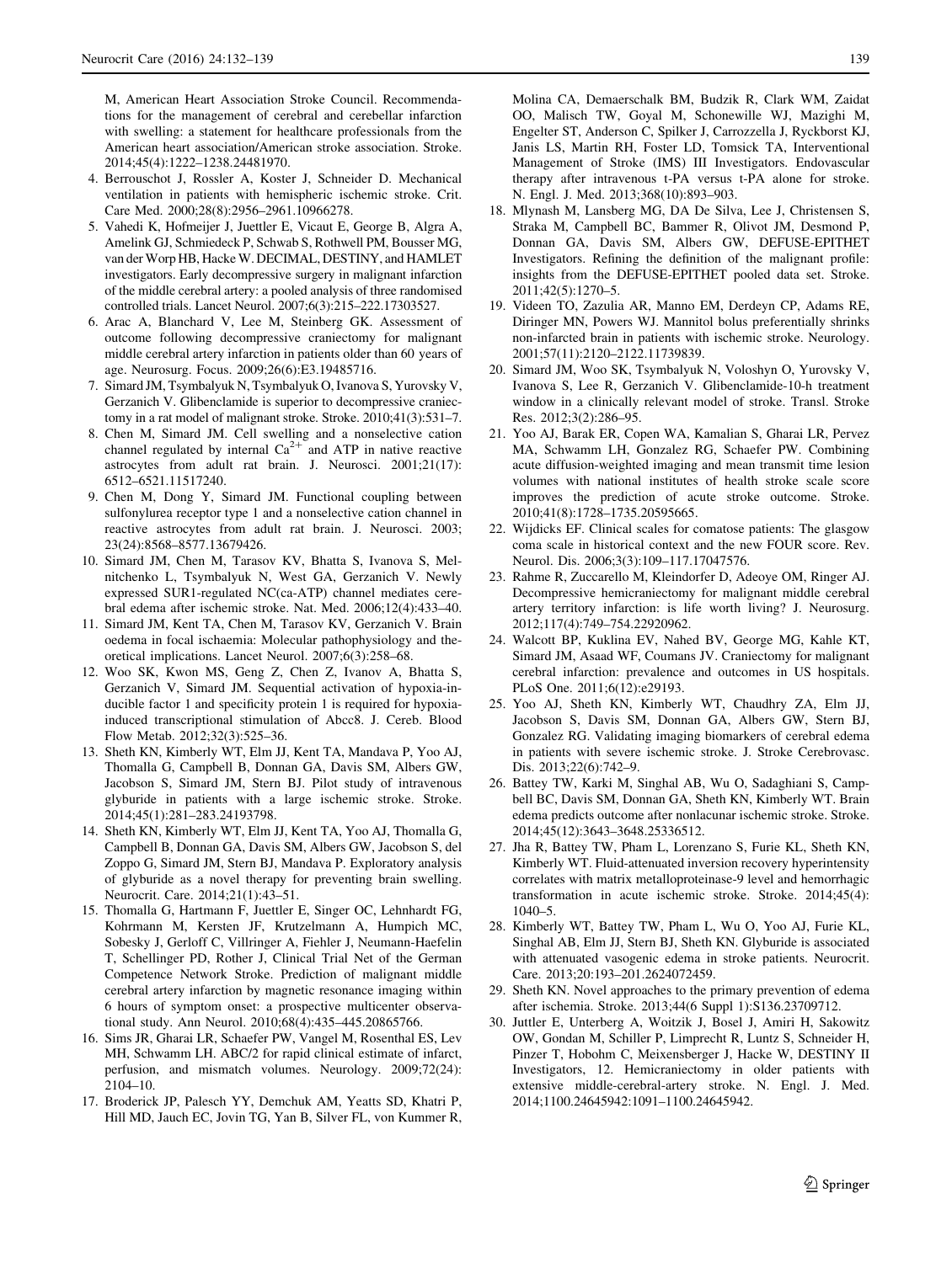M, American Heart Association Stroke Council. Recommendations for the management of cerebral and cerebellar infarction with swelling: a statement for healthcare professionals from the American heart association/American stroke association. Stroke. 2014;45(4):1222–1238.24481970.

4. Berrouschot J, Rossler A, Koster J, Schneider D. Mechanical ventilation in patients with hemispheric ischemic stroke. Crit. Care Med. 2000;28(8):2956–2961.10966278.
5. Vahedi K, Hofmeijer J, Juettler E, Vicaut E, George B, Algra A, Amelink GJ, Schmiedeck P, Schwab S, Rothwell PM, Bousser MG, van der Worp HB, Hacke W. DECIMAL, DESTINY, and HAMLET investigators. Early decompressive surgery in malignant infarction of the middle cerebral artery: a pooled analysis of three randomised controlled trials. Lancet Neurol. 2007;6(3):215–222.17303527.
6. Arac A, Blanchard V, Lee M, Steinberg GK. Assessment of outcome following decompressive craniectomy for malignant middle cerebral artery infarction in patients older than 60 years of age. Neurosurg. Focus. 2009;26(6):E3.19485716.
7. Simard JM, Tsymbalyuk N, Tsymbalyuk O, Ivanova S, Yurovsky V, Gerzanich V. Glibenclamide is superior to decompressive craniectomy in a rat model of malignant stroke. Stroke. 2010;41(3):531–7.
8. Chen M, Simard JM. Cell swelling and a nonselective cation channel regulated by internal $Ca^{2+}$ and ATP in native reactive astrocytes from adult rat brain. J. Neurosci. 2001;21(17): 6512–6521.11517240.
9. Chen M, Dong Y, Simard JM. Functional coupling between sulfonylurea receptor type 1 and a nonselective cation channel in reactive astrocytes from adult rat brain. J. Neurosci. 2003; 23(24):8568–8577.13679426.
10. Simard JM, Chen M, Tarasov KV, Bhatta S, Ivanova S, Melnitchenko L, Tsymbalyuk N, West GA, Gerzanich V. Newly expressed SUR1-regulated NC(ca-ATP) channel mediates cerebral edema after ischemic stroke. Nat. Med. 2006;12(4):433–40.
11. Simard JM, Kent TA, Chen M, Tarasov KV, Gerzanich V. Brain oedema in focal ischaemia: Molecular pathophysiology and theoretical implications. Lancet Neurol. 2007;6(3):258–68.
12. Woo SK, Kwon MS, Geng Z, Chen Z, Ivanov A, Bhatta S, Gerzanich V, Simard JM. Sequential activation of hypoxia-inducible factor 1 and specificity protein 1 is required for hypoxia-induced transcriptional stimulation of Abcc8. J. Cereb. Blood Flow Metab. 2012;32(3):525–36.
13. Sheth KN, Kimberly WT, Elm JJ, Kent TA, Mandava P, Yoo AJ, Thomalla G, Campbell B, Donnan GA, Davis SM, Albers GW, Jacobson S, Simard JM, Stern BJ. Pilot study of intravenous glyburide in patients with a large ischemic stroke. Stroke. 2014;45(1):281–283.24193798.
14. Sheth KN, Kimberly WT, Elm JJ, Kent TA, Yoo AJ, Thomalla G, Campbell B, Donnan GA, Davis SM, Albers GW, Jacobson S, del Zoppo G, Simard JM, Stern BJ, Mandava P. Exploratory analysis of glyburide as a novel therapy for preventing brain swelling. Neurocrit. Care. 2014;21(1):43–51.
15. Thomalla G, Hartmann F, Juettler E, Singer OC, Lehnhardt FG, Kohrmann M, Kersten JF, Krutzelmann A, Humpich MC, Sobesky J, Gerloff C, Villringer A, Fiehler J, Neumann-Haefelin T, Schellinger PD, Rother J, Clinical Trial Net of the German Competence Network Stroke. Prediction of malignant middle cerebral artery infarction by magnetic resonance imaging within 6 hours of symptom onset: a prospective multicenter observational study. Ann Neurol. 2010;68(4):435–445.20865766.
16. Sims JR, Gharai LR, Schaefer PW, Vangel M, Rosenthal ES, Lev MH, Schwamm LH. ABC/2 for rapid clinical estimate of infarct, perfusion, and mismatch volumes. Neurology. 2009;72(24): 2104–10.
17. Broderick JP, Palesch YY, Demchuk AM, Yeatts SD, Khatri P, Hill MD, Jauch EC, Jovin TG, Yan B, Silver FL, von Kummer R, Molina CA, Demaerschalk BM, Budzik R, Clark WM, Zaidat OO, Malisch TW, Goyal M, Schonewille WJ, Mazighi M, Engelter ST, Anderson C, Spilker J, Carrozzella J, Ryckborst KJ, Janis LS, Martin RH, Foster LD, Tomsick TA, Interventional Management of Stroke (IMS) III Investigators. Endovascular therapy after intravenous t-PA versus t-PA alone for stroke. N. Engl. J. Med. 2013;368(10):893–903.
18. Mlynash M, Lansberg MG, DA De Silva, Lee J, Christensen S, Straka M, Campbell BC, Bammer R, Olivot JM, Desmond P, Donnan GA, Davis SM, Albers GW, DEFUSE-EPITHET Investigators. Refining the definition of the malignant profile: insights from the DEFUSE-EPITHET pooled data set. Stroke. 2011;42(5):1270–5.
19. Videen TO, Zazulia AR, Manno EM, Derdeyn CP, Adams RE, Diringer MN, Powers WJ. Mannitol bolus preferentially shrinks non-infarcted brain in patients with ischemic stroke. Neurology. 2001;57(11):2120–2122.11739839.
20. Simard JM, Woo SK, Tsymbalyuk N, Voloshyn O, Yurovsky V, Ivanova S, Lee R, Gerzanich V. Glibenclamide-10-h treatment window in a clinically relevant model of stroke. Transl. Stroke Res. 2012;3(2):286–95.
21. Yoo AJ, Barak ER, Copen WA, Kamalian S, Gharai LR, Pervez MA, Schwamm LH, Gonzalez RG, Schaefer PW. Combining acute diffusion-weighted imaging and mean transmit time lesion volumes with national institutes of health stroke scale score improves the prediction of acute stroke outcome. Stroke. 2010;41(8):1728–1735.20595665.
22. Wijdicks EF. Clinical scales for comatose patients: The glasgow coma scale in historical context and the new FOUR score. Rev. Neurol. Dis. 2006;3(3):109–117.17047576.
23. Rahme R, Zuccarello M, Kleindorfer D, Adeoye OM, Ringer AJ. Decompressive hemicraniectomy for malignant middle cerebral artery territory infarction: is life worth living? J. Neurosurg. 2012;117(4):749–754.22920962.
24. Walcott BP, Kuklina EV, Nahed BV, George MG, Kahle KT, Simard JM, Asaad WF, Coumans JV. Craniectomy for malignant cerebral infarction: prevalence and outcomes in US hospitals. PLoS One. 2011;6(12):e29193.
25. Yoo AJ, Sheth KN, Kimberly WT, Chaudhry ZA, Elm JJ, Jacobson S, Davis SM, Donnan GA, Albers GW, Stern BJ, Gonzalez RG. Validating imaging biomarkers of cerebral edema in patients with severe ischemic stroke. J. Stroke Cerebrovasc. Dis. 2013;22(6):742–9.
26. Battey TW, Karki M, Singhal AB, Wu O, Sadaghiani S, Campbell BC, Davis SM, Donnan GA, Sheth KN, Kimberly WT. Brain edema predicts outcome after nonlacunar ischemic stroke. Stroke. 2014;45(12):3643–3648.25336512.
27. Jha R, Battey TW, Pham L, Lorenzano S, Furie KL, Sheth KN, Kimberly WT. Fluid-attenuated inversion recovery hyperintensity correlates with matrix metalloproteinase-9 level and hemorrhagic transformation in acute ischemic stroke. Stroke. 2014;45(4): 1040–5.
28. Kimberly WT, Battey TW, Pham L, Wu O, Yoo AJ, Furie KL, Singhal AB, Elm JJ, Stern BJ, Sheth KN. Glyburide is associated with attenuated vasogenic edema in stroke patients. Neurocrit. Care. 2013;20:193–201.2624072459.
29. Sheth KN. Novel approaches to the primary prevention of edema after ischemia. Stroke. 2013;44(6 Suppl 1):S136.23709712.
30. Juttler E, Unterberg A, Woitzik J, Bosel J, Amiri H, Sakowitz OW, Gondan M, Schiller P, Limprecht R, Luntz S, Schneider H, Pinzer T, Hobohm C, Meixensberger J, Hacke W, DESTINY II Investigators, 12. Hemicraniectomy in older patients with extensive middle-cerebral-artery stroke. N. Engl. J. Med. 2014;1100.24645942:1091–1100.24645942.